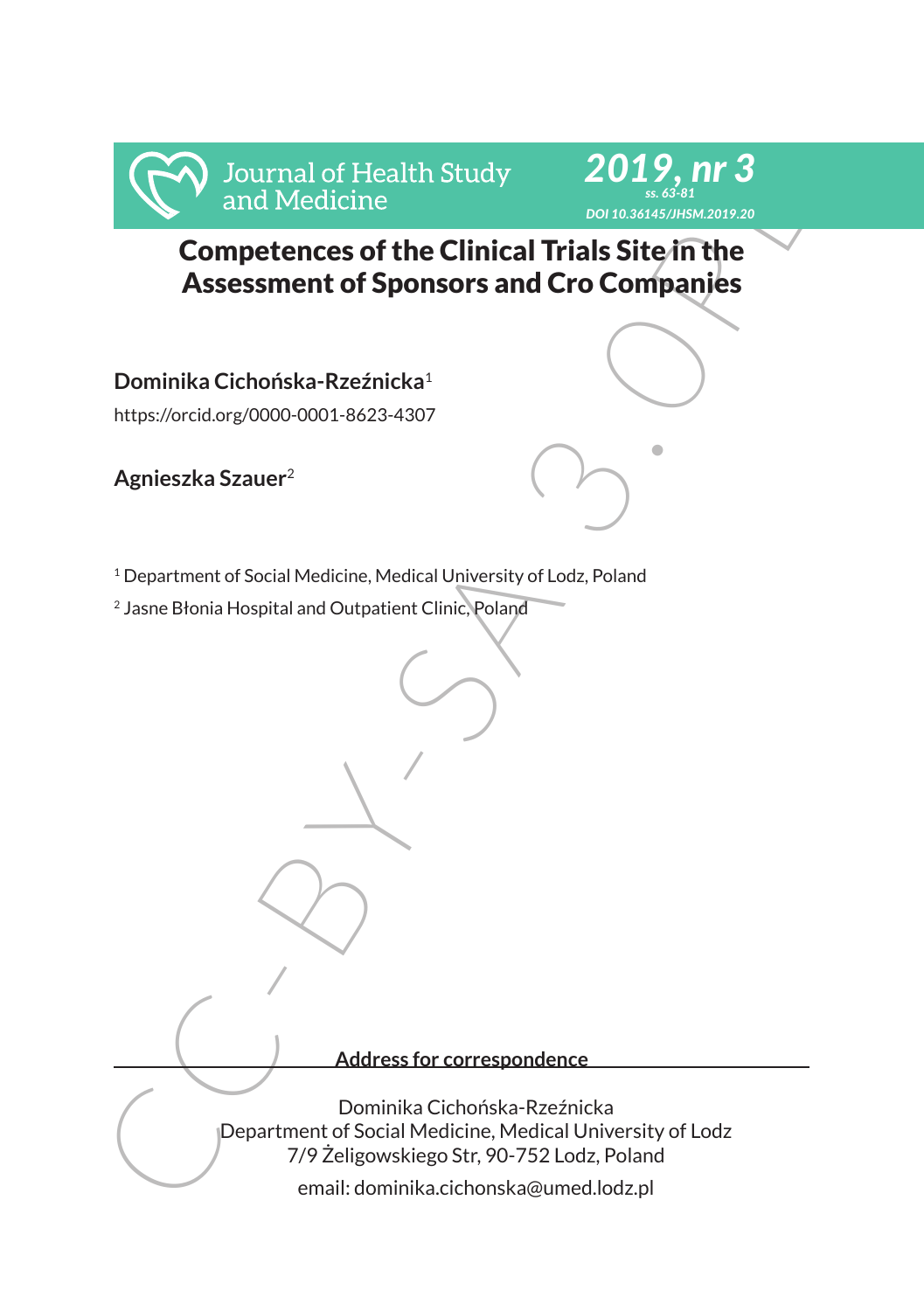# Competences of the Clinical Trials Site in the Assessment of Sponsors and Cro Companies

**Dominika Cichońska-Rzeźnicka**[1]

https://orcid.org/0000-0001-8623-4307

**Agnieszka Szauer**[2]

[1] Department of Social Medicine, Medical University of Lodz, Poland

[2] Jasne Błonia Hospital and Outpatient Clinic, Poland

**Address for correspondence**

Dominika Cichońska-Rzeźnicka
Department of Social Medicine, Medical University of Lodz
7/9 Żeligowskiego Str, 90-752 Lodz, Poland
email: dominika.cichonska@umed.lodz.pl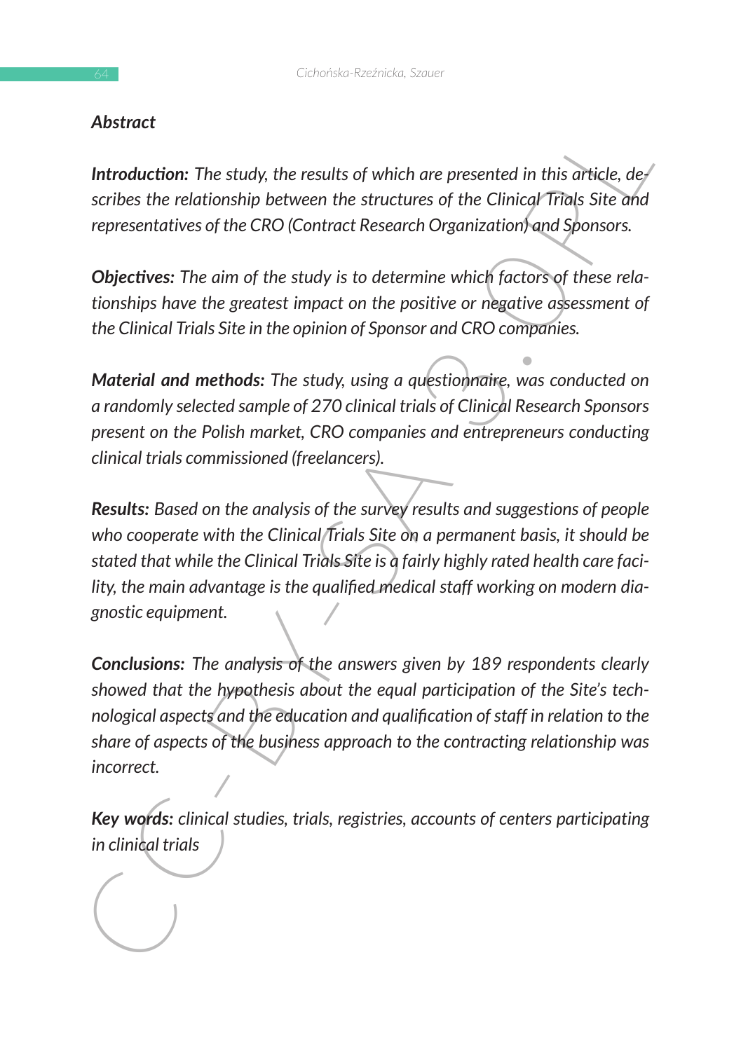### *Abstract*

***Introduction:*** *The study, the results of which are presented in this article, describes the relationship between the structures of the Clinical Trials Site and representatives of the CRO (Contract Research Organization) and Sponsors.*

***Objectives:*** *The aim of the study is to determine which factors of these relationships have the greatest impact on the positive or negative assessment of the Clinical Trials Site in the opinion of Sponsor and CRO companies.*

***Material and methods:*** *The study, using a questionnaire, was conducted on a randomly selected sample of 270 clinical trials of Clinical Research Sponsors present on the Polish market, CRO companies and entrepreneurs conducting clinical trials commissioned (freelancers).*

***Results:*** *Based on the analysis of the survey results and suggestions of people who cooperate with the Clinical Trials Site on a permanent basis, it should be stated that while the Clinical Trials Site is a fairly highly rated health care facility, the main advantage is the qualified medical staff working on modern diagnostic equipment.*

***Conclusions:*** *The analysis of the answers given by 189 respondents clearly showed that the hypothesis about the equal participation of the Site's technological aspects and the education and qualification of staff in relation to the share of aspects of the business approach to the contracting relationship was incorrect.*

***Key words:*** *clinical studies, trials, registries, accounts of centers participating in clinical trials*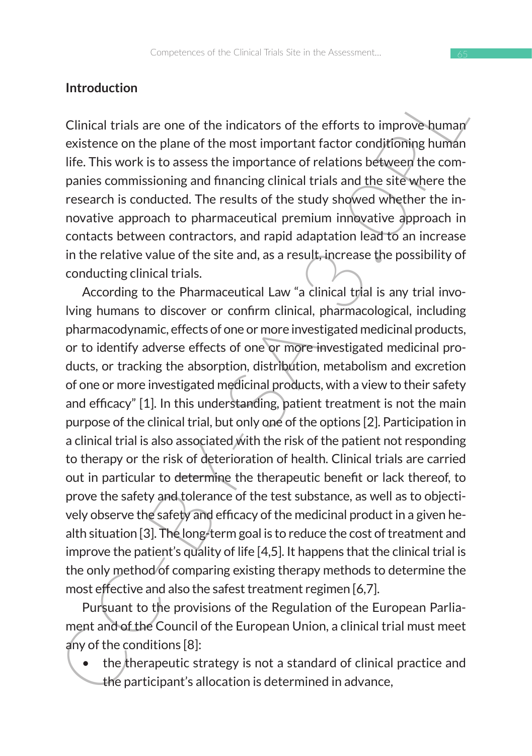## Introduction

Clinical trials are one of the indicators of the efforts to improve human existence on the plane of the most important factor conditioning human life. This work is to assess the importance of relations between the companies commissioning and financing clinical trials and the site where the research is conducted. The results of the study showed whether the innovative approach to pharmaceutical premium innovative approach in contacts between contractors, and rapid adaptation lead to an increase in the relative value of the site and, as a result, increase the possibility of conducting clinical trials.

According to the Pharmaceutical Law "a clinical trial is any trial involving humans to discover or confirm clinical, pharmacological, including pharmacodynamic, effects of one or more investigated medicinal products, or to identify adverse effects of one or more investigated medicinal products, or tracking the absorption, distribution, metabolism and excretion of one or more investigated medicinal products, with a view to their safety and efficacy" [1]. In this understanding, patient treatment is not the main purpose of the clinical trial, but only one of the options [2]. Participation in a clinical trial is also associated with the risk of the patient not responding to therapy or the risk of deterioration of health. Clinical trials are carried out in particular to determine the therapeutic benefit or lack thereof, to prove the safety and tolerance of the test substance, as well as to objectively observe the safety and efficacy of the medicinal product in a given health situation [3]. The long-term goal is to reduce the cost of treatment and improve the patient's quality of life [4,5]. It happens that the clinical trial is the only method of comparing existing therapy methods to determine the most effective and also the safest treatment regimen [6,7].

Pursuant to the provisions of the Regulation of the European Parliament and of the Council of the European Union, a clinical trial must meet any of the conditions [8]:

- the therapeutic strategy is not a standard of clinical practice and the participant's allocation is determined in advance,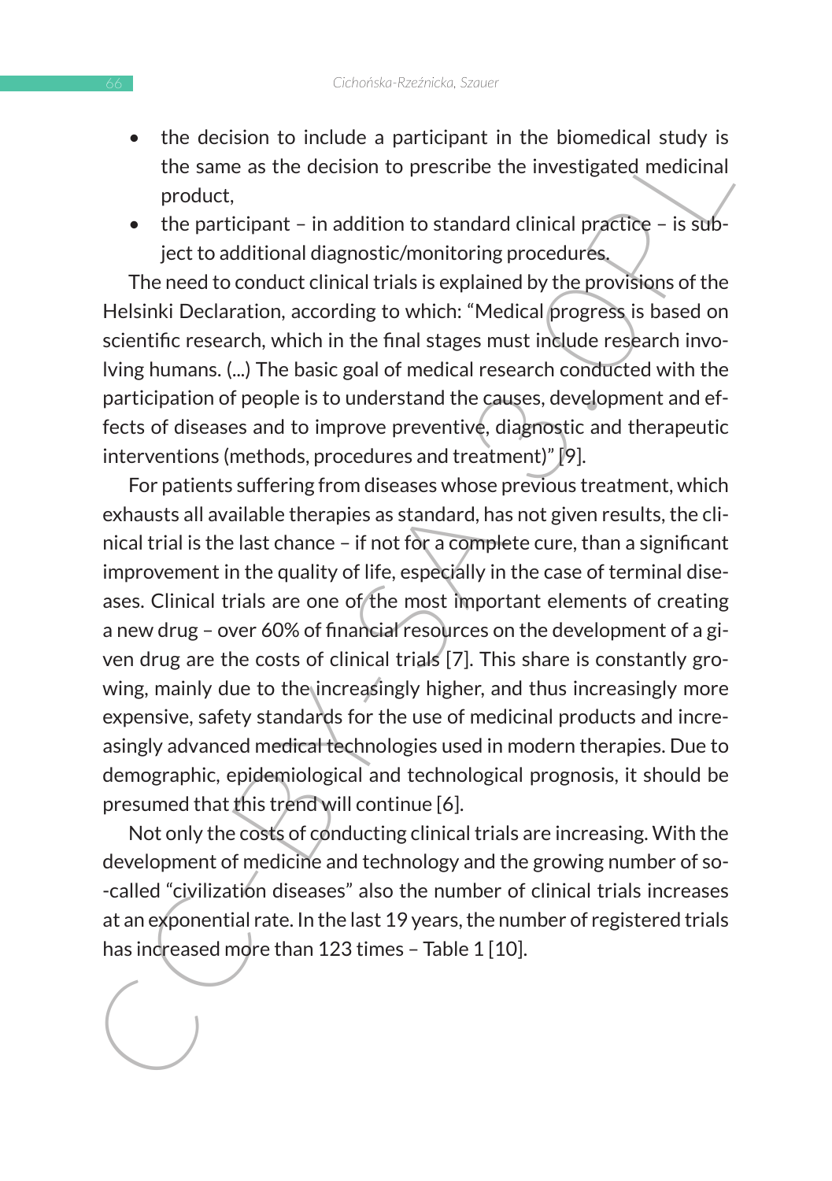- the decision to include a participant in the biomedical study is the same as the decision to prescribe the investigated medicinal product,
- the participant – in addition to standard clinical practice – is subject to additional diagnostic/monitoring procedures.

The need to conduct clinical trials is explained by the provisions of the Helsinki Declaration, according to which: "Medical progress is based on scientific research, which in the final stages must include research involving humans. (...) The basic goal of medical research conducted with the participation of people is to understand the causes, development and effects of diseases and to improve preventive, diagnostic and therapeutic interventions (methods, procedures and treatment)" [9].

For patients suffering from diseases whose previous treatment, which exhausts all available therapies as standard, has not given results, the clinical trial is the last chance – if not for a complete cure, than a significant improvement in the quality of life, especially in the case of terminal diseases. Clinical trials are one of the most important elements of creating a new drug – over 60% of financial resources on the development of a given drug are the costs of clinical trials [7]. This share is constantly growing, mainly due to the increasingly higher, and thus increasingly more expensive, safety standards for the use of medicinal products and increasingly advanced medical technologies used in modern therapies. Due to demographic, epidemiological and technological prognosis, it should be presumed that this trend will continue [6].

Not only the costs of conducting clinical trials are increasing. With the development of medicine and technology and the growing number of so-called "civilization diseases" also the number of clinical trials increases at an exponential rate. In the last 19 years, the number of registered trials has increased more than 123 times – Table 1 [10].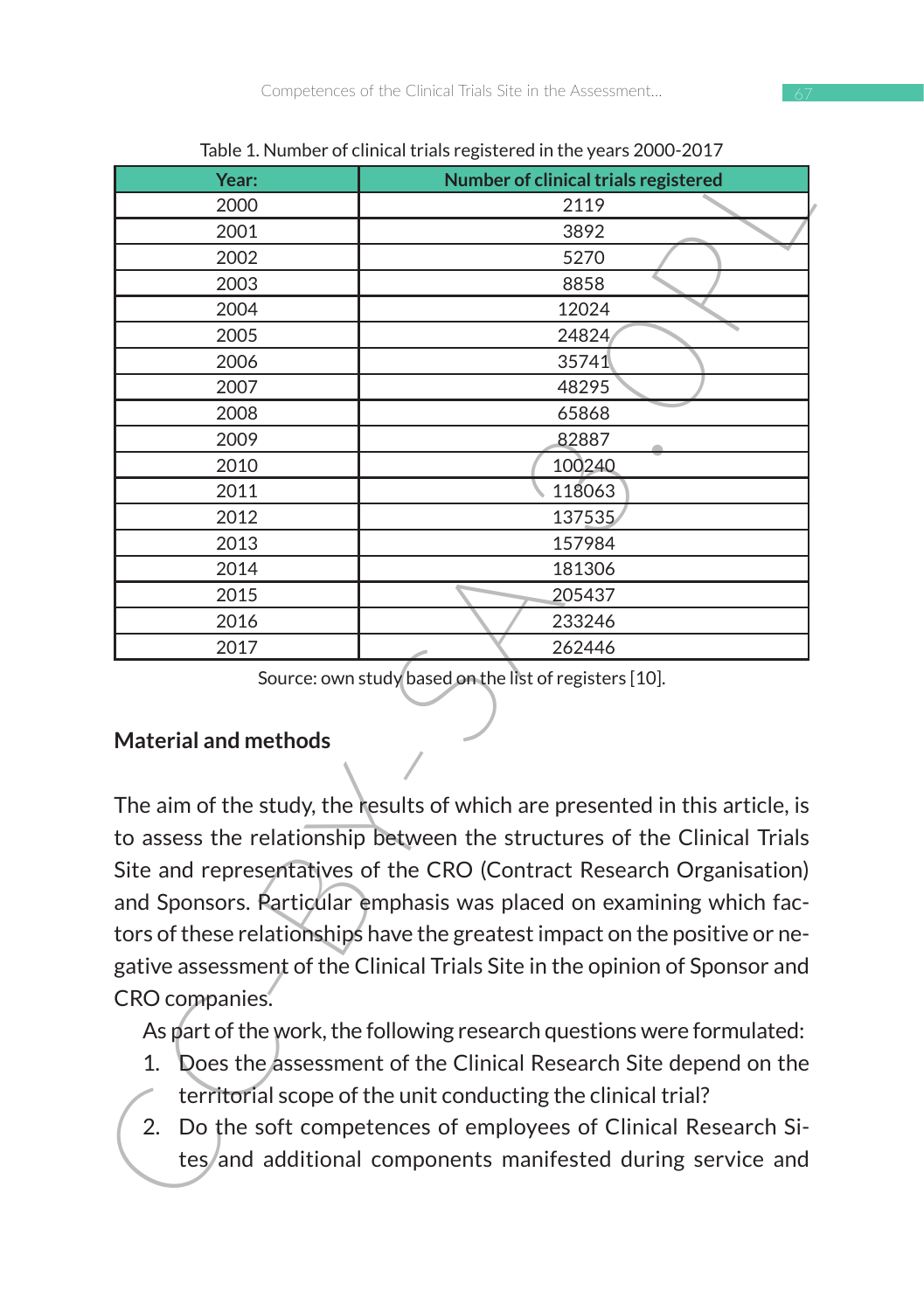Table 1. Number of clinical trials registered in the years 2000-2017

| Year: | Number of clinical trials registered |
|---|---|
| 2000 | 2119 |
| 2001 | 3892 |
| 2002 | 5270 |
| 2003 | 8858 |
| 2004 | 12024 |
| 2005 | 24824 |
| 2006 | 35741 |
| 2007 | 48295 |
| 2008 | 65868 |
| 2009 | 82887 |
| 2010 | 100240 |
| 2011 | 118063 |
| 2012 | 137535 |
| 2013 | 157984 |
| 2014 | 181306 |
| 2015 | 205437 |
| 2016 | 233246 |
| 2017 | 262446 |

Source: own study based on the list of registers [10].

## Material and methods

The aim of the study, the results of which are presented in this article, is to assess the relationship between the structures of the Clinical Trials Site and representatives of the CRO (Contract Research Organisation) and Sponsors. Particular emphasis was placed on examining which factors of these relationships have the greatest impact on the positive or negative assessment of the Clinical Trials Site in the opinion of Sponsor and CRO companies.

As part of the work, the following research questions were formulated:

1. Does the assessment of the Clinical Research Site depend on the territorial scope of the unit conducting the clinical trial?
2. Do the soft competences of employees of Clinical Research Sites and additional components manifested during service and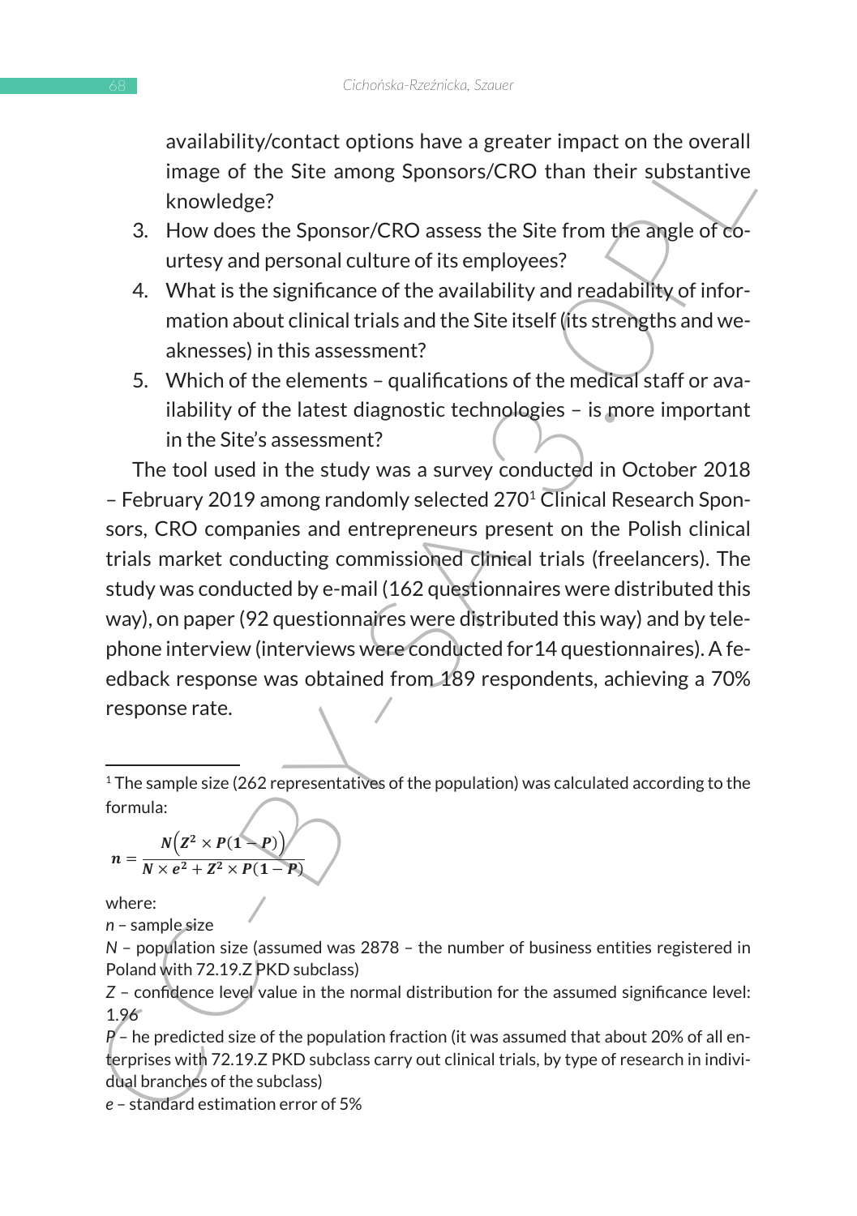availability/contact options have a greater impact on the overall image of the Site among Sponsors/CRO than their substantive knowledge?

3. How does the Sponsor/CRO assess the Site from the angle of courtesy and personal culture of its employees?
4. What is the significance of the availability and readability of information about clinical trials and the Site itself (its strengths and weaknesses) in this assessment?
5. Which of the elements – qualifications of the medical staff or availability of the latest diagnostic technologies – is more important in the Site's assessment?

The tool used in the study was a survey conducted in October 2018 – February 2019 among randomly selected 270[1] Clinical Research Sponsors, CRO companies and entrepreneurs present on the Polish clinical trials market conducting commissioned clinical trials (freelancers). The study was conducted by e-mail (162 questionnaires were distributed this way), on paper (92 questionnaires were distributed this way) and by telephone interview (interviews were conducted for14 questionnaires). A feedback response was obtained from 189 respondents, achieving a 70% response rate.

---

[1] The sample size (262 representatives of the population) was calculated according to the formula:

$$n = \frac{N\left(Z^2 \times P(1-P)\right)}{N \times e^2 + Z^2 \times P(1-P)}$$

where:

*n* – sample size

*N* – population size (assumed was 2878 – the number of business entities registered in Poland with 72.19.Z PKD subclass)

*Z* – confidence level value in the normal distribution for the assumed significance level: 1.96

*P* – he predicted size of the population fraction (it was assumed that about 20% of all enterprises with 72.19.Z PKD subclass carry out clinical trials, by type of research in individual branches of the subclass)

*e* – standard estimation error of 5%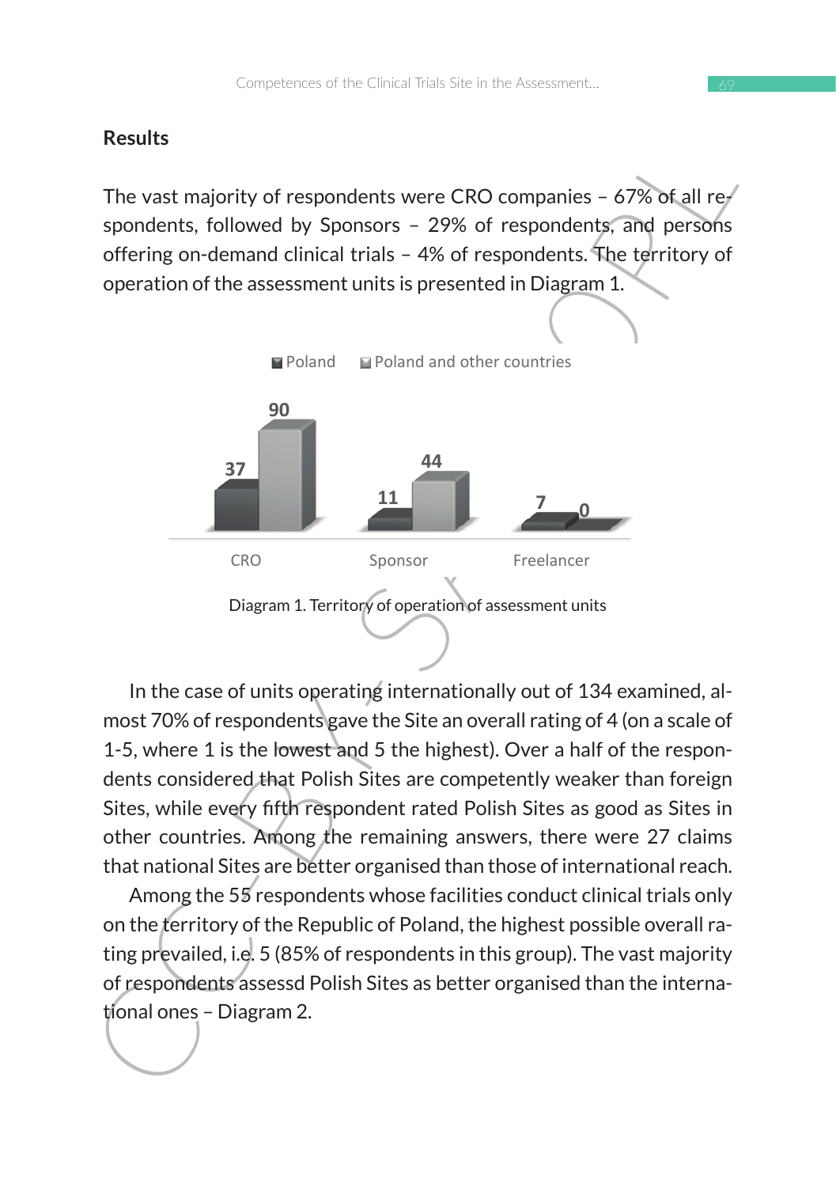## Results

The vast majority of respondents were CRO companies – 67% of all respondents, followed by Sponsors – 29% of respondents, and persons offering on-demand clinical trials – 4% of respondents. The territory of operation of the assessment units is presented in Diagram 1.

| | Poland | Poland and other countries |
|---|---|---|
| CRO | 37 | 90 |
| Sponsor | 11 | 44 |
| Freelancer | 7 | 0 |

Diagram 1. Territory of operation of assessment units

In the case of units operating internationally out of 134 examined, almost 70% of respondents gave the Site an overall rating of 4 (on a scale of 1-5, where 1 is the lowest and 5 the highest). Over a half of the respondents considered that Polish Sites are competently weaker than foreign Sites, while every fifth respondent rated Polish Sites as good as Sites in other countries. Among the remaining answers, there were 27 claims that national Sites are better organised than those of international reach.

Among the 55 respondents whose facilities conduct clinical trials only on the territory of the Republic of Poland, the highest possible overall rating prevailed, i.e. 5 (85% of respondents in this group). The vast majority of respondents assessd Polish Sites as better organised than the international ones – Diagram 2.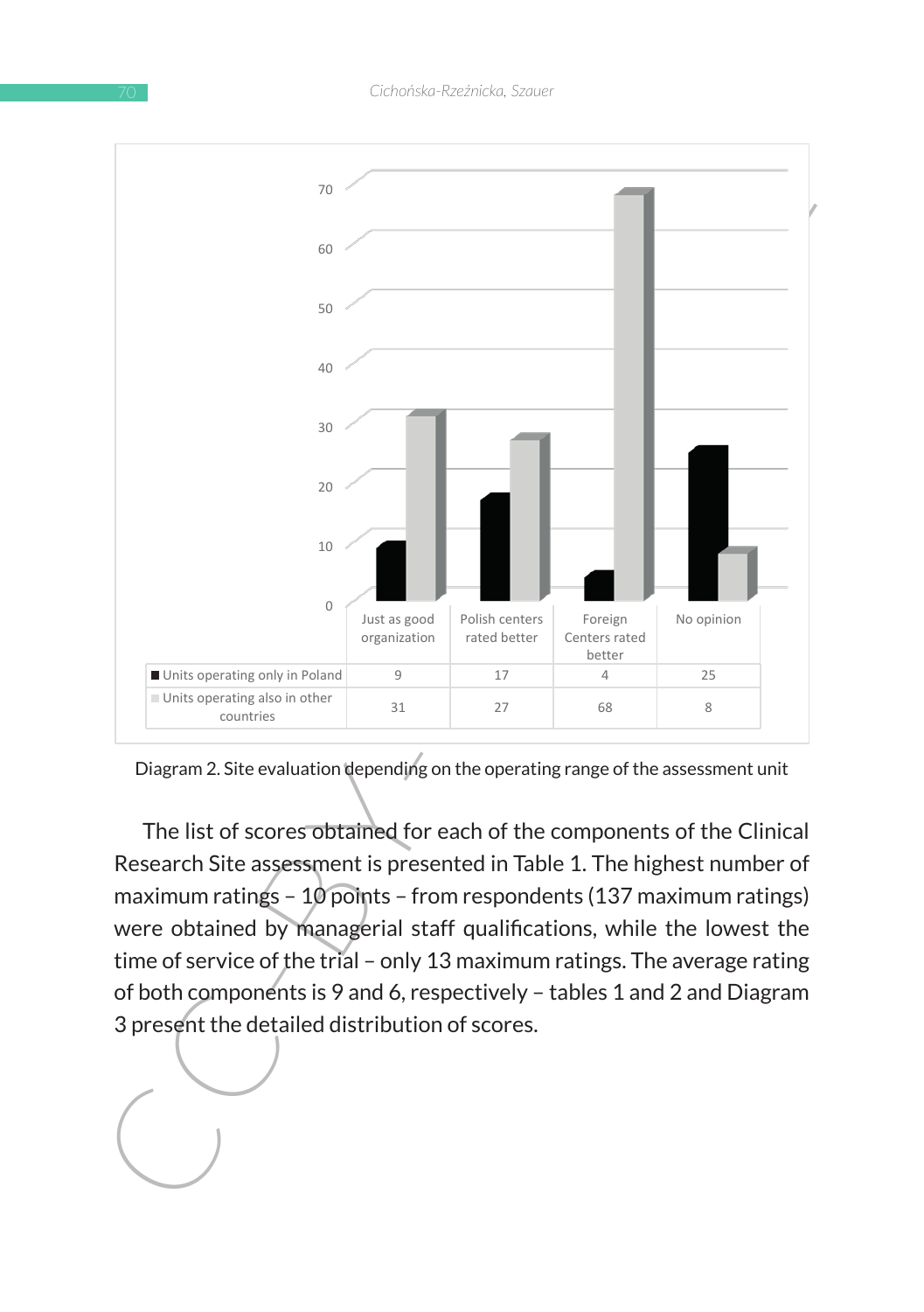| | Just as good organization | Polish centers rated better | Foreign Centers rated better | No opinion |
|---|---|---|---|---|
| Units operating only in Poland | 9 | 17 | 4 | 25 |
| Units operating also in other countries | 31 | 27 | 68 | 8 |

Diagram 2. Site evaluation depending on the operating range of the assessment unit

The list of scores obtained for each of the components of the Clinical Research Site assessment is presented in Table 1. The highest number of maximum ratings – 10 points – from respondents (137 maximum ratings) were obtained by managerial staff qualifications, while the lowest the time of service of the trial – only 13 maximum ratings. The average rating of both components is 9 and 6, respectively – tables 1 and 2 and Diagram 3 present the detailed distribution of scores.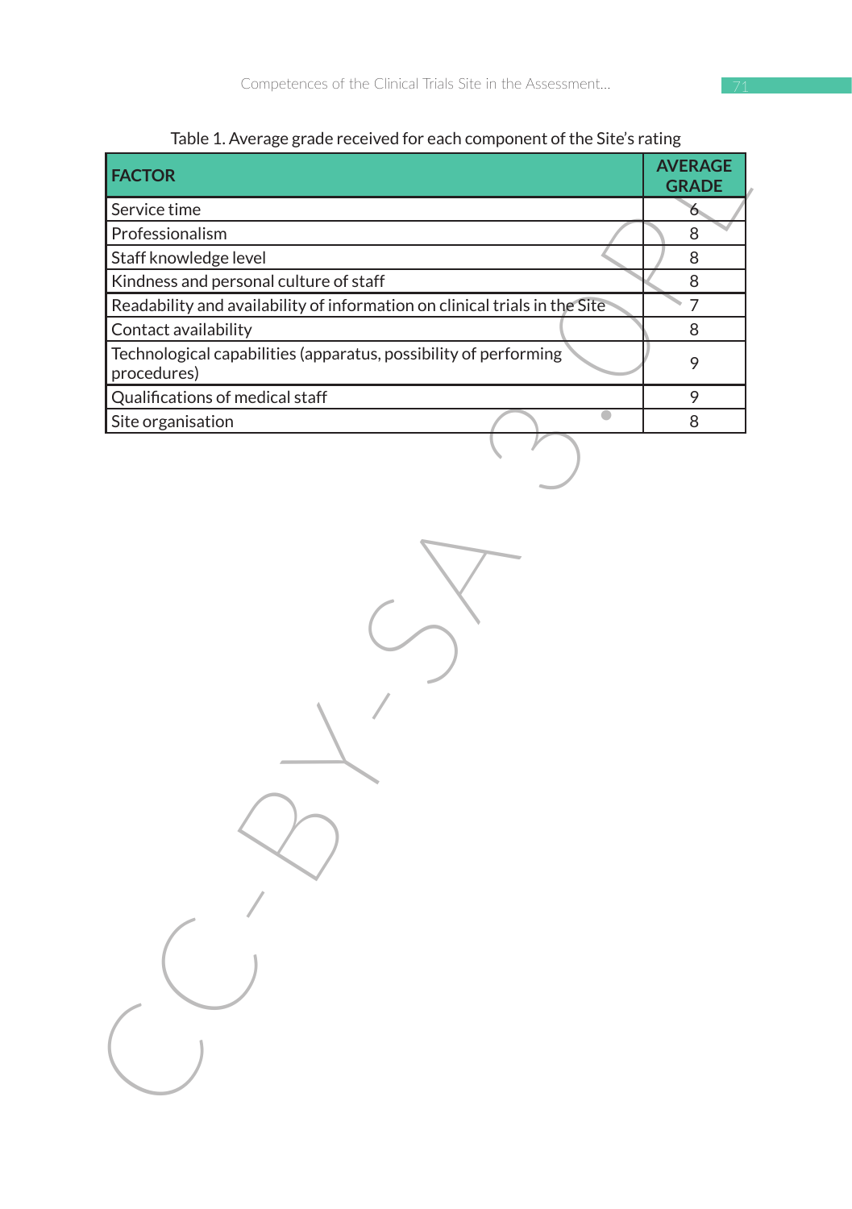Table 1. Average grade received for each component of the Site's rating

| FACTOR | AVERAGE GRADE |
| --- | --- |
| Service time | 6 |
| Professionalism | 8 |
| Staff knowledge level | 8 |
| Kindness and personal culture of staff | 8 |
| Readability and availability of information on clinical trials in the Site | 7 |
| Contact availability | 8 |
| Technological capabilities (apparatus, possibility of performing procedures) | 9 |
| Qualifications of medical staff | 9 |
| Site organisation | 8 |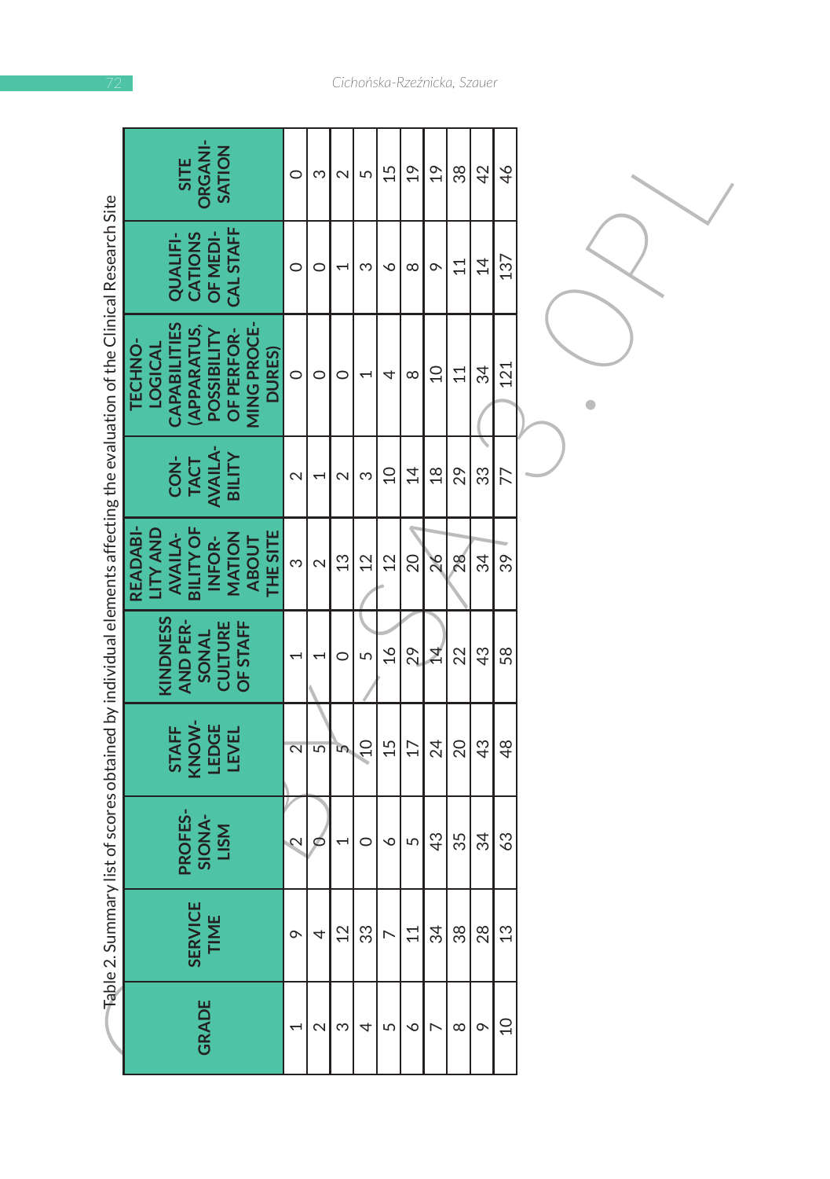Table 2. Summary list of scores obtained by individual elements affecting the evaluation of the Clinical Research Site

| GRADE | SERVICE TIME | PROFESSIONALISM | STAFF KNOWLEDGE LEVEL | KINDNESS AND PERSONAL CULTURE OF STAFF | READABILITY AND AVAILABILITY OF INFORMATION ABOUT THE SITE | CONTACT AVAILABILITY | TECHNOLOGICAL CAPABILITIES (APPARATUS, POSSIBILITY OF PERFORMING PROCEDURES) | QUALIFICATIONS OF MEDICAL STAFF | SITE ORGANISATION |
|---|---|---|---|---|---|---|---|---|---|
| 1 | 9 | 2 | 2 | 1 | 3 | 2 | 0 | 0 | 0 |
| 2 | 4 | 0 | 5 | 1 | 2 | 1 | 0 | 0 | 3 |
| 3 | 12 | 1 | 5 | 0 | 13 | 2 | 0 | 1 | 2 |
| 4 | 33 | 0 | 10 | 5 | 12 | 3 | 1 | 3 | 5 |
| 5 | 7 | 6 | 15 | 16 | 12 | 10 | 4 | 6 | 15 |
| 6 | 11 | 5 | 17 | 29 | 20 | 14 | 8 | 8 | 19 |
| 7 | 34 | 43 | 24 | 14 | 26 | 18 | 10 | 9 | 19 |
| 8 | 38 | 35 | 20 | 22 | 28 | 29 | 11 | 11 | 38 |
| 9 | 28 | 34 | 43 | 43 | 34 | 33 | 34 | 14 | 42 |
| 10 | 13 | 63 | 48 | 58 | 39 | 77 | 121 | 137 | 46 |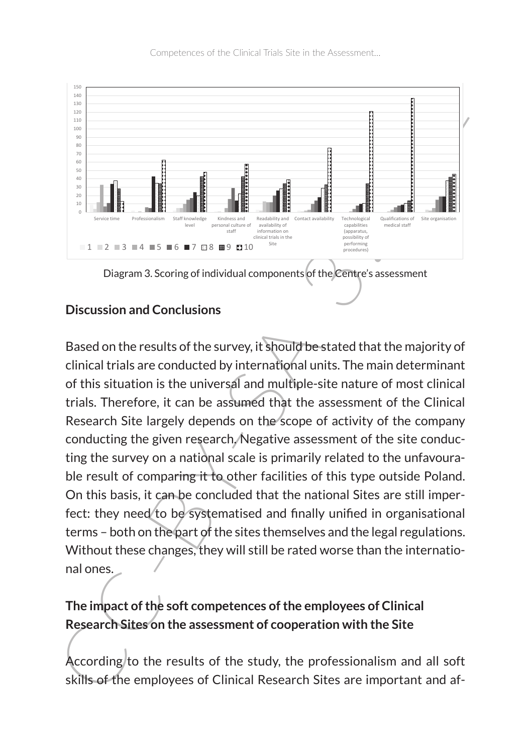Diagram 3. Scoring of individual components of the Centre's assessment

## Discussion and Conclusions

Based on the results of the survey, it should be stated that the majority of clinical trials are conducted by international units. The main determinant of this situation is the universal and multiple-site nature of most clinical trials. Therefore, it can be assumed that the assessment of the Clinical Research Site largely depends on the scope of activity of the company conducting the given research. Negative assessment of the site conducting the survey on a national scale is primarily related to the unfavourable result of comparing it to other facilities of this type outside Poland. On this basis, it can be concluded that the national Sites are still imperfect: they need to be systematised and finally unified in organisational terms – both on the part of the sites themselves and the legal regulations. Without these changes, they will still be rated worse than the international ones.

### The impact of the soft competences of the employees of Clinical Research Sites on the assessment of cooperation with the Site

According to the results of the study, the professionalism and all soft skills of the employees of Clinical Research Sites are important and af-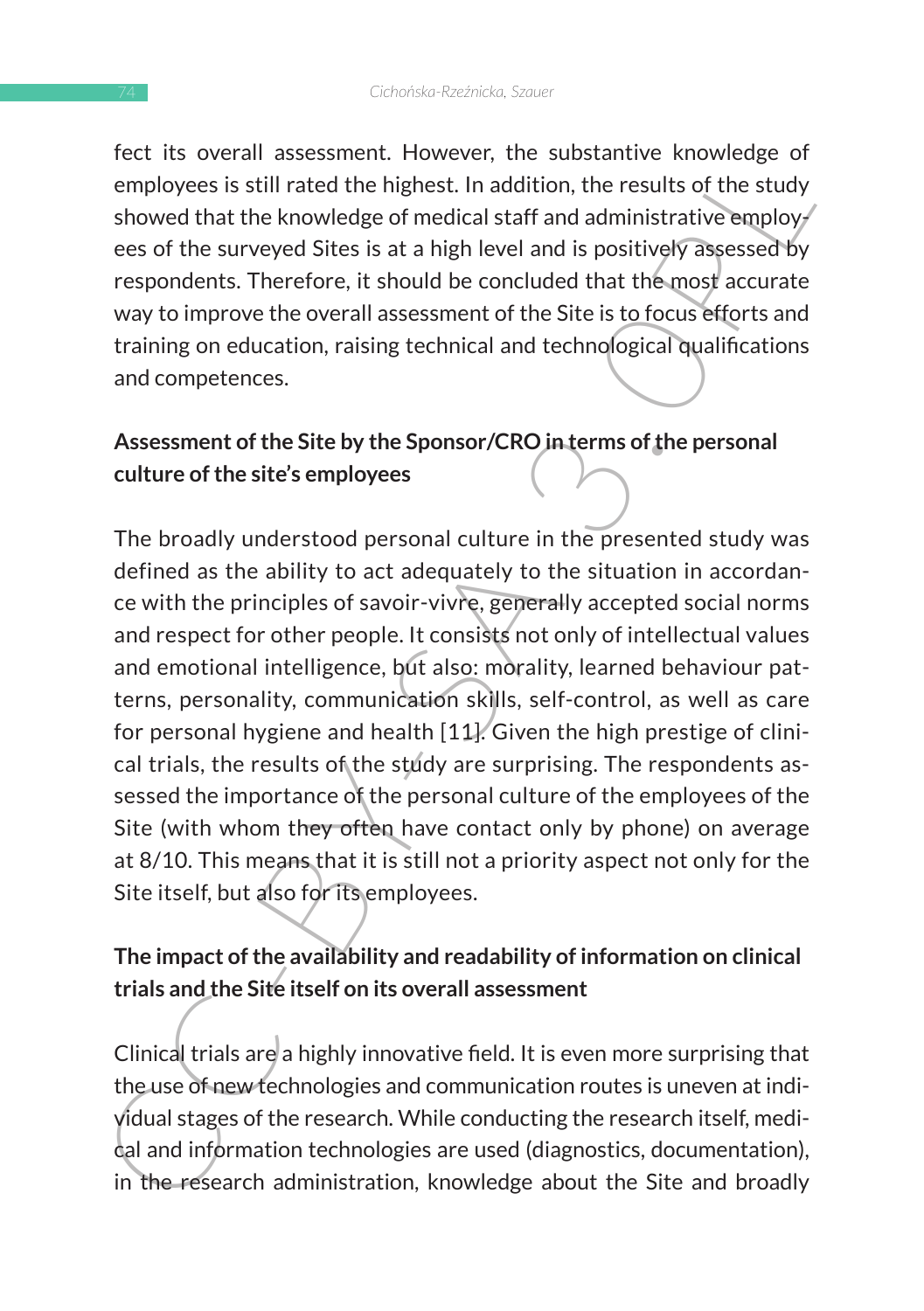fect its overall assessment. However, the substantive knowledge of employees is still rated the highest. In addition, the results of the study showed that the knowledge of medical staff and administrative employees of the surveyed Sites is at a high level and is positively assessed by respondents. Therefore, it should be concluded that the most accurate way to improve the overall assessment of the Site is to focus efforts and training on education, raising technical and technological qualifications and competences.

**Assessment of the Site by the Sponsor/CRO in terms of the personal culture of the site's employees**

The broadly understood personal culture in the presented study was defined as the ability to act adequately to the situation in accordance with the principles of savoir-vivre, generally accepted social norms and respect for other people. It consists not only of intellectual values and emotional intelligence, but also: morality, learned behaviour patterns, personality, communication skills, self-control, as well as care for personal hygiene and health [11]. Given the high prestige of clinical trials, the results of the study are surprising. The respondents assessed the importance of the personal culture of the employees of the Site (with whom they often have contact only by phone) on average at 8/10. This means that it is still not a priority aspect not only for the Site itself, but also for its employees.

**The impact of the availability and readability of information on clinical trials and the Site itself on its overall assessment**

Clinical trials are a highly innovative field. It is even more surprising that the use of new technologies and communication routes is uneven at individual stages of the research. While conducting the research itself, medical and information technologies are used (diagnostics, documentation), in the research administration, knowledge about the Site and broadly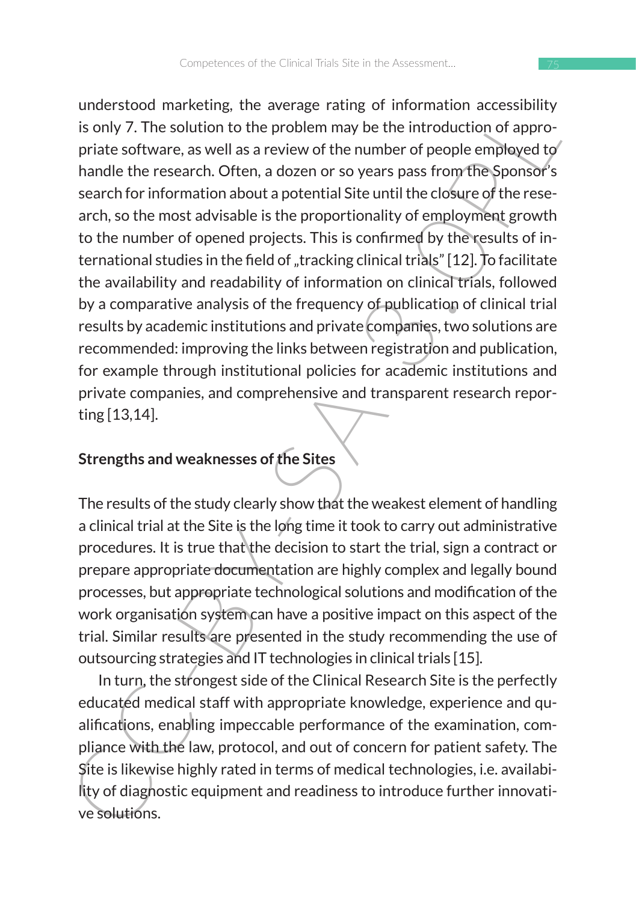understood marketing, the average rating of information accessibility is only 7. The solution to the problem may be the introduction of appropriate software, as well as a review of the number of people employed to handle the research. Often, a dozen or so years pass from the Sponsor's search for information about a potential Site until the closure of the research, so the most advisable is the proportionality of employment growth to the number of opened projects. This is confirmed by the results of international studies in the field of „tracking clinical trials" [12]. To facilitate the availability and readability of information on clinical trials, followed by a comparative analysis of the frequency of publication of clinical trial results by academic institutions and private companies, two solutions are recommended: improving the links between registration and publication, for example through institutional policies for academic institutions and private companies, and comprehensive and transparent research reporting [13,14].

**Strengths and weaknesses of the Sites**

The results of the study clearly show that the weakest element of handling a clinical trial at the Site is the long time it took to carry out administrative procedures. It is true that the decision to start the trial, sign a contract or prepare appropriate documentation are highly complex and legally bound processes, but appropriate technological solutions and modification of the work organisation system can have a positive impact on this aspect of the trial. Similar results are presented in the study recommending the use of outsourcing strategies and IT technologies in clinical trials [15].

In turn, the strongest side of the Clinical Research Site is the perfectly educated medical staff with appropriate knowledge, experience and qualifications, enabling impeccable performance of the examination, compliance with the law, protocol, and out of concern for patient safety. The Site is likewise highly rated in terms of medical technologies, i.e. availability of diagnostic equipment and readiness to introduce further innovative solutions.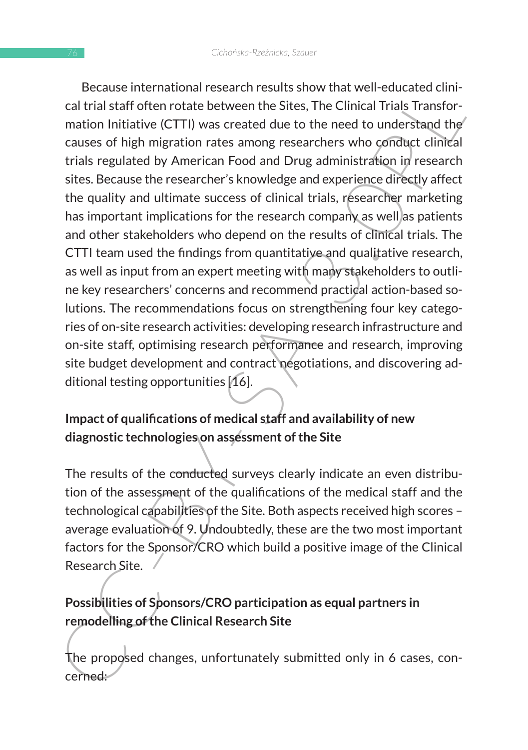Because international research results show that well-educated clinical trial staff often rotate between the Sites, The Clinical Trials Transformation Initiative (CTTI) was created due to the need to understand the causes of high migration rates among researchers who conduct clinical trials regulated by American Food and Drug administration in research sites. Because the researcher's knowledge and experience directly affect the quality and ultimate success of clinical trials, researcher marketing has important implications for the research company as well as patients and other stakeholders who depend on the results of clinical trials. The CTTI team used the findings from quantitative and qualitative research, as well as input from an expert meeting with many stakeholders to outline key researchers' concerns and recommend practical action-based solutions. The recommendations focus on strengthening four key categories of on-site research activities: developing research infrastructure and on-site staff, optimising research performance and research, improving site budget development and contract negotiations, and discovering additional testing opportunities [16].

**Impact of qualifications of medical staff and availability of new diagnostic technologies on assessment of the Site**

The results of the conducted surveys clearly indicate an even distribution of the assessment of the qualifications of the medical staff and the technological capabilities of the Site. Both aspects received high scores – average evaluation of 9. Undoubtedly, these are the two most important factors for the Sponsor/CRO which build a positive image of the Clinical Research Site.

**Possibilities of Sponsors/CRO participation as equal partners in remodelling of the Clinical Research Site**

The proposed changes, unfortunately submitted only in 6 cases, concerned: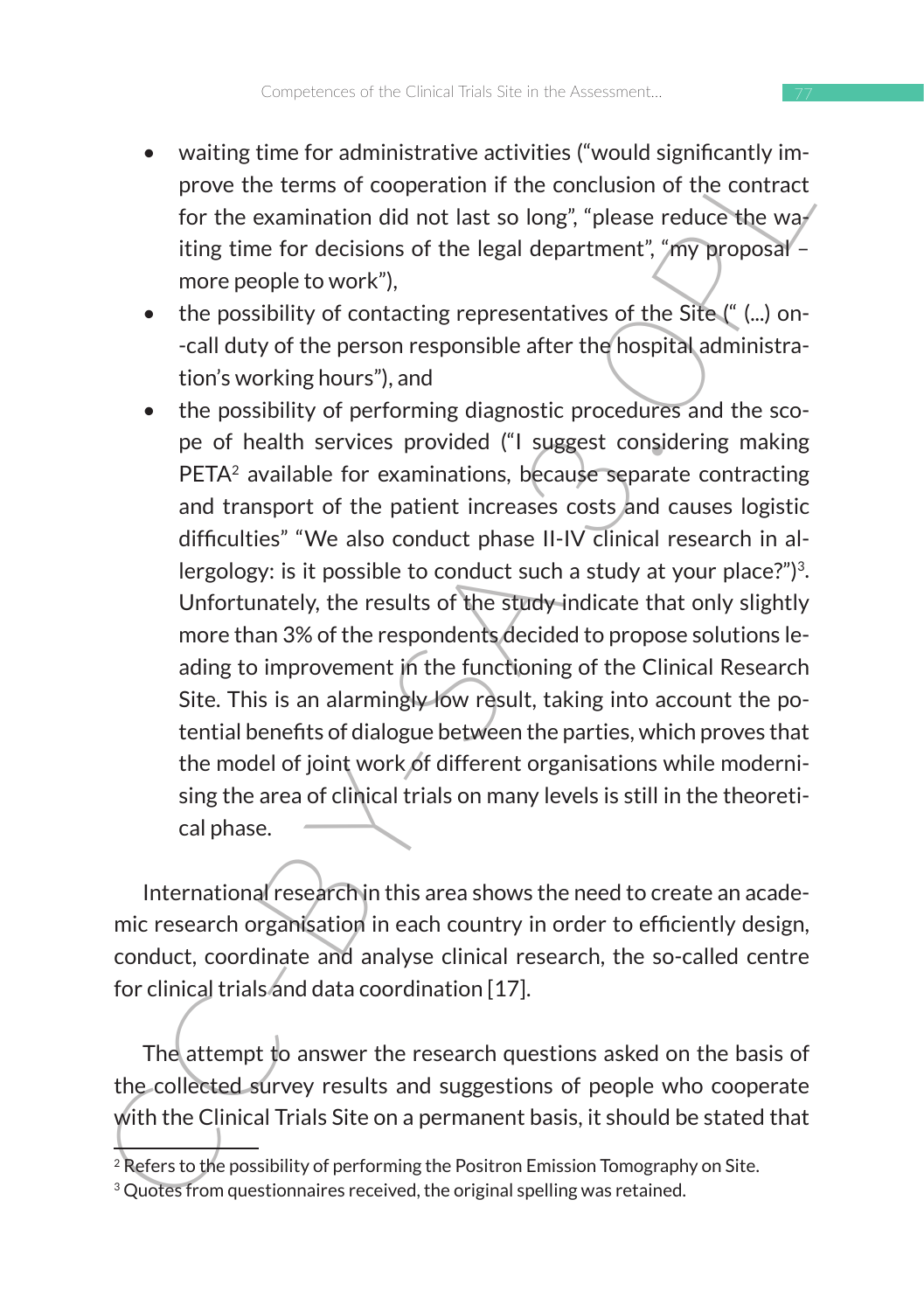- waiting time for administrative activities ("would significantly improve the terms of cooperation if the conclusion of the contract for the examination did not last so long", "please reduce the waiting time for decisions of the legal department", "my proposal – more people to work"),
- the possibility of contacting representatives of the Site (" (...) on-call duty of the person responsible after the hospital administration's working hours"), and
- the possibility of performing diagnostic procedures and the scope of health services provided ("I suggest considering making PETA[2] available for examinations, because separate contracting and transport of the patient increases costs and causes logistic difficulties" "We also conduct phase II-IV clinical research in allergology: is it possible to conduct such a study at your place?")[3]. Unfortunately, the results of the study indicate that only slightly more than 3% of the respondents decided to propose solutions leading to improvement in the functioning of the Clinical Research Site. This is an alarmingly low result, taking into account the potential benefits of dialogue between the parties, which proves that the model of joint work of different organisations while modernising the area of clinical trials on many levels is still in the theoretical phase.

International research in this area shows the need to create an academic research organisation in each country in order to efficiently design, conduct, coordinate and analyse clinical research, the so-called centre for clinical trials and data coordination [17].

The attempt to answer the research questions asked on the basis of the collected survey results and suggestions of people who cooperate with the Clinical Trials Site on a permanent basis, it should be stated that

[2] Refers to the possibility of performing the Positron Emission Tomography on Site.

[3] Quotes from questionnaires received, the original spelling was retained.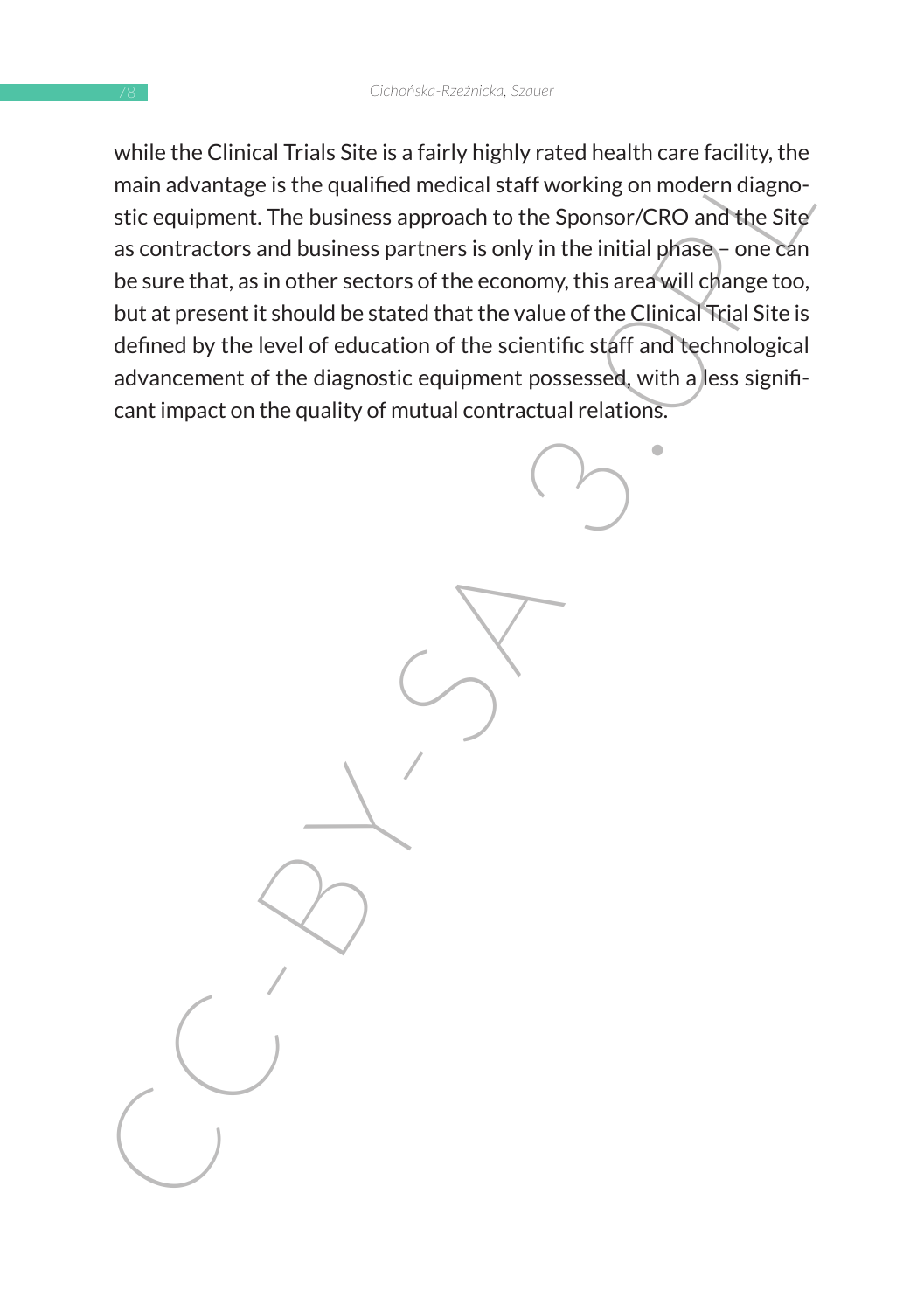while the Clinical Trials Site is a fairly highly rated health care facility, the main advantage is the qualified medical staff working on modern diagnostic equipment. The business approach to the Sponsor/CRO and the Site as contractors and business partners is only in the initial phase – one can be sure that, as in other sectors of the economy, this area will change too, but at present it should be stated that the value of the Clinical Trial Site is defined by the level of education of the scientific staff and technological advancement of the diagnostic equipment possessed, with a less significant impact on the quality of mutual contractual relations.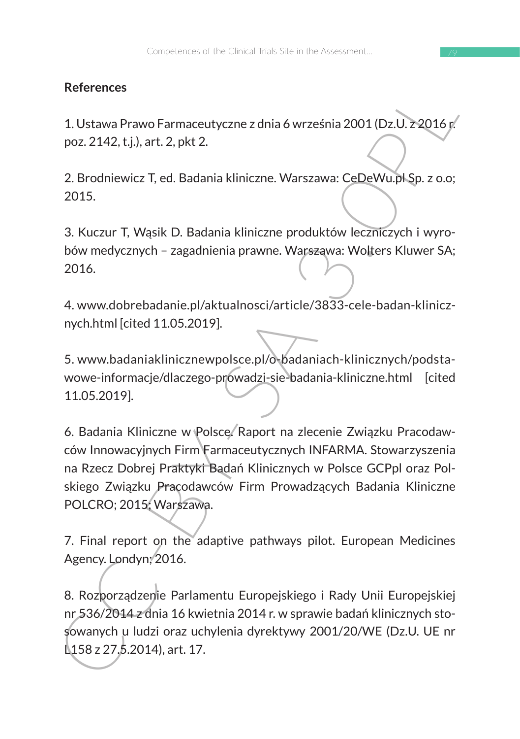## References

1. Ustawa Prawo Farmaceutyczne z dnia 6 września 2001 (Dz.U. z 2016 r. poz. 2142, t.j.), art. 2, pkt 2.

2. Brodniewicz T, ed. Badania kliniczne. Warszawa: CeDeWu.pl Sp. z o.o; 2015.

3. Kuczur T, Wąsik D. Badania kliniczne produktów leczniczych i wyrobów medycznych – zagadnienia prawne. Warszawa: Wolters Kluwer SA; 2016.

4. www.dobrebadanie.pl/aktualnosci/article/3833-cele-badan-klinicznych.html [cited 11.05.2019].

5. www.badaniaklinicznewpolsce.pl/o-badaniach-klinicznych/podstawowe-informacje/dlaczego-prowadzi-sie-badania-kliniczne.html [cited 11.05.2019].

6. Badania Kliniczne w Polsce. Raport na zlecenie Związku Pracodawców Innowacyjnych Firm Farmaceutycznych INFARMA. Stowarzyszenia na Rzecz Dobrej Praktyki Badań Klinicznych w Polsce GCPpl oraz Polskiego Związku Pracodawców Firm Prowadzących Badania Kliniczne POLCRO; 2015; Warszawa.

7. Final report on the adaptive pathways pilot. European Medicines Agency. Londyn; 2016.

8. Rozporządzenie Parlamentu Europejskiego i Rady Unii Europejskiej nr 536/2014 z dnia 16 kwietnia 2014 r. w sprawie badań klinicznych stosowanych u ludzi oraz uchylenia dyrektywy 2001/20/WE (Dz.U. UE nr L158 z 27.5.2014), art. 17.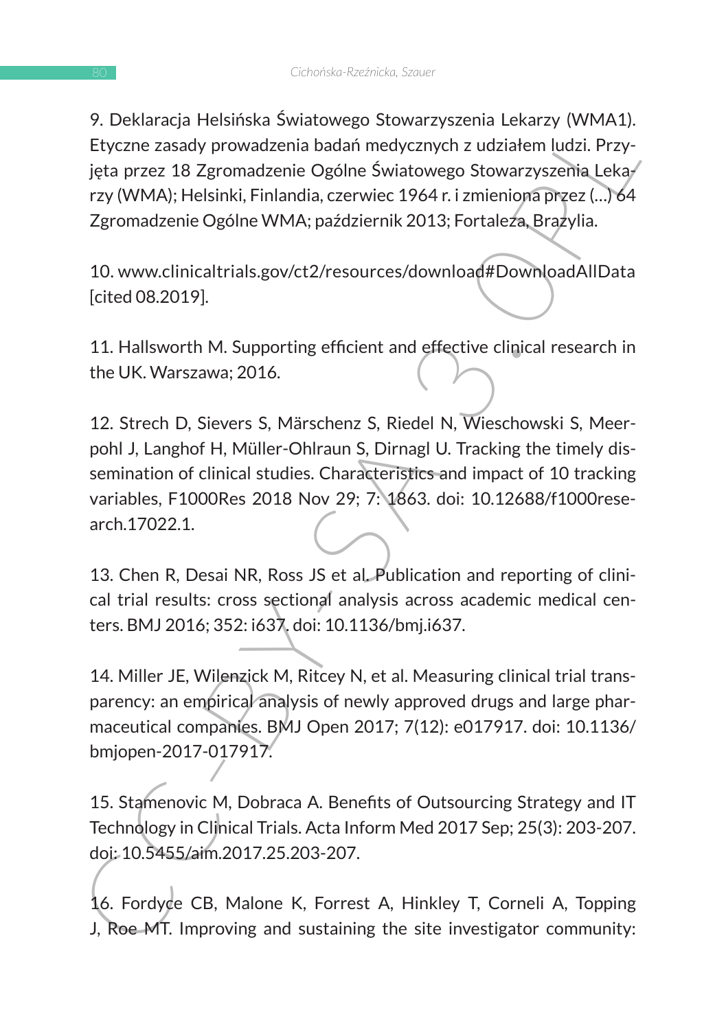9. Deklaracja Helsińska Światowego Stowarzyszenia Lekarzy (WMA1). Etyczne zasady prowadzenia badań medycznych z udziałem ludzi. Przyjęta przez 18 Zgromadzenie Ogólne Światowego Stowarzyszenia Lekarzy (WMA); Helsinki, Finlandia, czerwiec 1964 r. i zmieniona przez (...) 64 Zgromadzenie Ogólne WMA; październik 2013; Fortaleza, Brazylia.

10. www.clinicaltrials.gov/ct2/resources/download#DownloadAllData [cited 08.2019].

11. Hallsworth M. Supporting efficient and effective clinical research in the UK. Warszawa; 2016.

12. Strech D, Sievers S, Märschenz S, Riedel N, Wieschowski S, Meerpohl J, Langhof H, Müller-Ohlraun S, Dirnagl U. Tracking the timely dissemination of clinical studies. Characteristics and impact of 10 tracking variables, F1000Res 2018 Nov 29; 7: 1863. doi: 10.12688/f1000research.17022.1.

13. Chen R, Desai NR, Ross JS et al. Publication and reporting of clinical trial results: cross sectional analysis across academic medical centers. BMJ 2016; 352: i637. doi: 10.1136/bmj.i637.

14. Miller JE, Wilenzick M, Ritcey N, et al. Measuring clinical trial transparency: an empirical analysis of newly approved drugs and large pharmaceutical companies. BMJ Open 2017; 7(12): e017917. doi: 10.1136/bmjopen-2017-017917.

15. Stamenovic M, Dobraca A. Benefits of Outsourcing Strategy and IT Technology in Clinical Trials. Acta Inform Med 2017 Sep; 25(3): 203-207. doi: 10.5455/aim.2017.25.203-207.

16. Fordyce CB, Malone K, Forrest A, Hinkley T, Corneli A, Topping J, Roe MT. Improving and sustaining the site investigator community: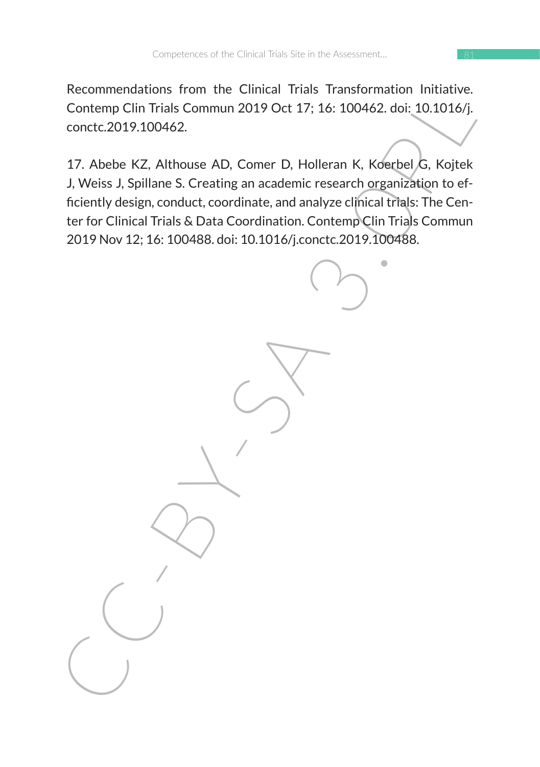Recommendations from the Clinical Trials Transformation Initiative. Contemp Clin Trials Commun 2019 Oct 17; 16: 100462. doi: 10.1016/j.conctc.2019.100462.

17. Abebe KZ, Althouse AD, Comer D, Holleran K, Koerbel G, Kojtek J, Weiss J, Spillane S. Creating an academic research organization to efficiently design, conduct, coordinate, and analyze clinical trials: The Center for Clinical Trials & Data Coordination. Contemp Clin Trials Commun 2019 Nov 12; 16: 100488. doi: 10.1016/j.conctc.2019.100488.